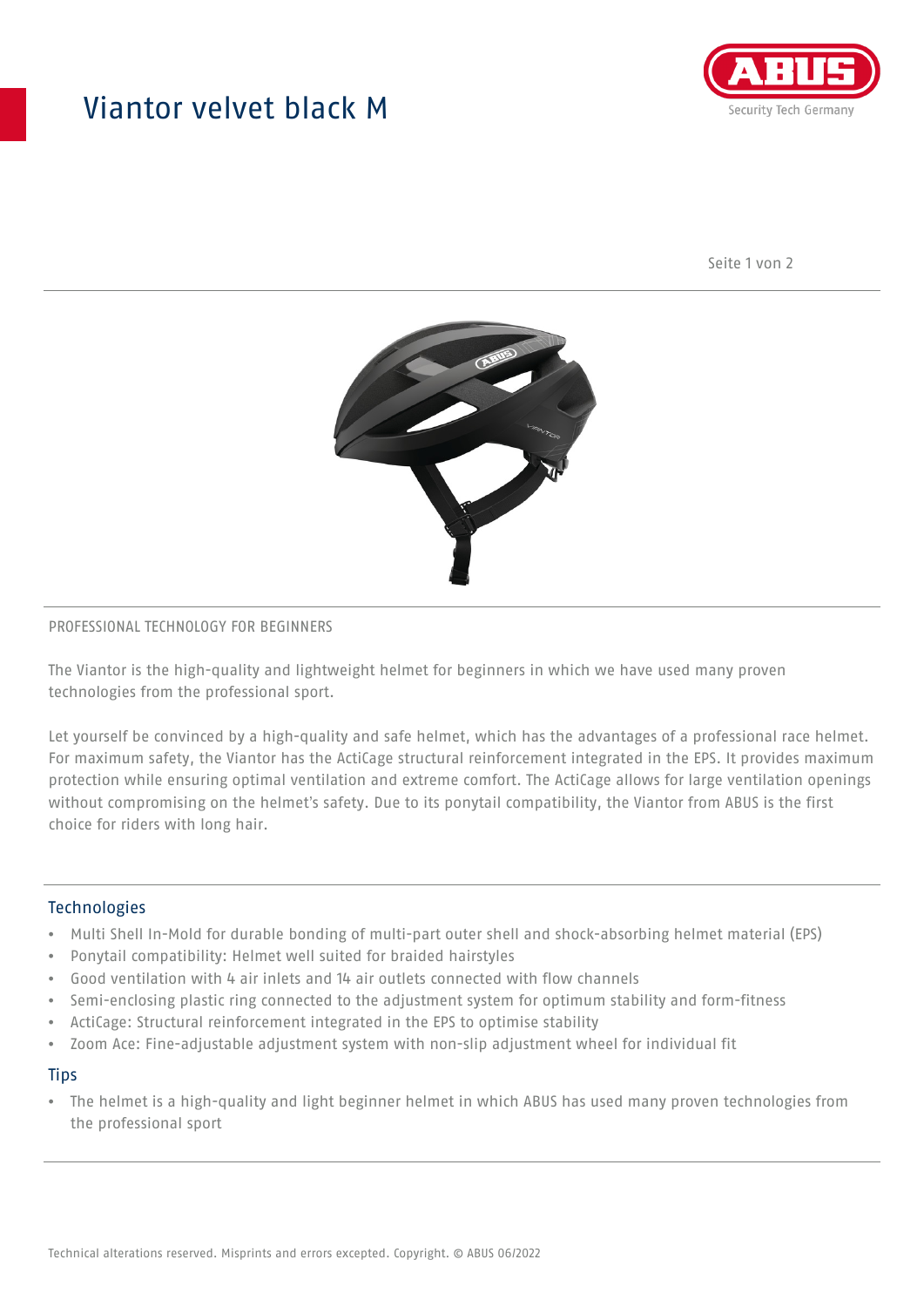# Viantor velvet black M

PROFESSIONAL TECHNOLOGY FOR BEGINNERS

The Viantor is the high-quality and lightweight helmet for beginners in which we have used many proven technologies from the professional sport.

Let yourself be convinced by a high-quality and safe helmet, which has the advantages of a professional race helmet. For maximum safety, the Viantor has the ActiCage structural reinforcement integrated in the EPS. It provides maximum protection while ensuring optimal ventilation and extreme comfort. The ActiCage allows for large ventilation openings without compromising on the helmet's safety. Due to its ponytail compatibility, the Viantor from ABUS is the first choice for riders with long hair.

## Technologies

- Multi Shell In-Mold for durable bonding of multi-part outer shell and shock-absorbing helmet material (EPS)
- Ponytail compatibility: Helmet well suited for braided hairstyles
- Good ventilation with 4 air inlets and 14 air outlets connected with flow channels
- Semi-enclosing plastic ring connected to the adjustment system for optimum stability and form-fitness
- ActiCage: Structural reinforcement integrated in the EPS to optimise stability
- Zoom Ace: Fine-adjustable adjustment system with non-slip adjustment wheel for individual fit

## Tips

- The helmet is a high-quality and light beginner helmet in which ABUS has used many proven technologies from the professional sport

Technical alterations reserved. Misprints and errors excepted. Copyright. © ABUS 06/2022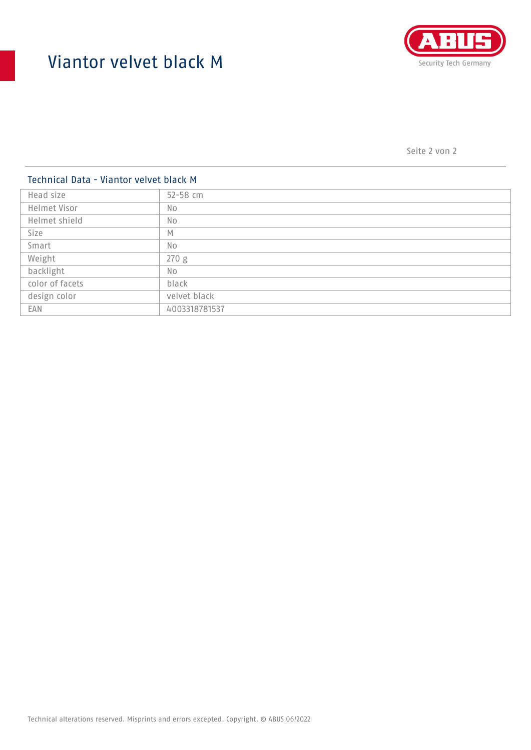# Viantor velvet black M

## Technical Data - Viantor velvet black M

| | |
|---|---|
| Head size | 52-58 cm |
| Helmet Visor | No |
| Helmet shield | No |
| Size | M |
| Smart | No |
| Weight | 270 g |
| backlight | No |
| color of facets | black |
| design color | velvet black |
| EAN | 4003318781537 |

Technical alterations reserved. Misprints and errors excepted. Copyright. © ABUS 06/2022